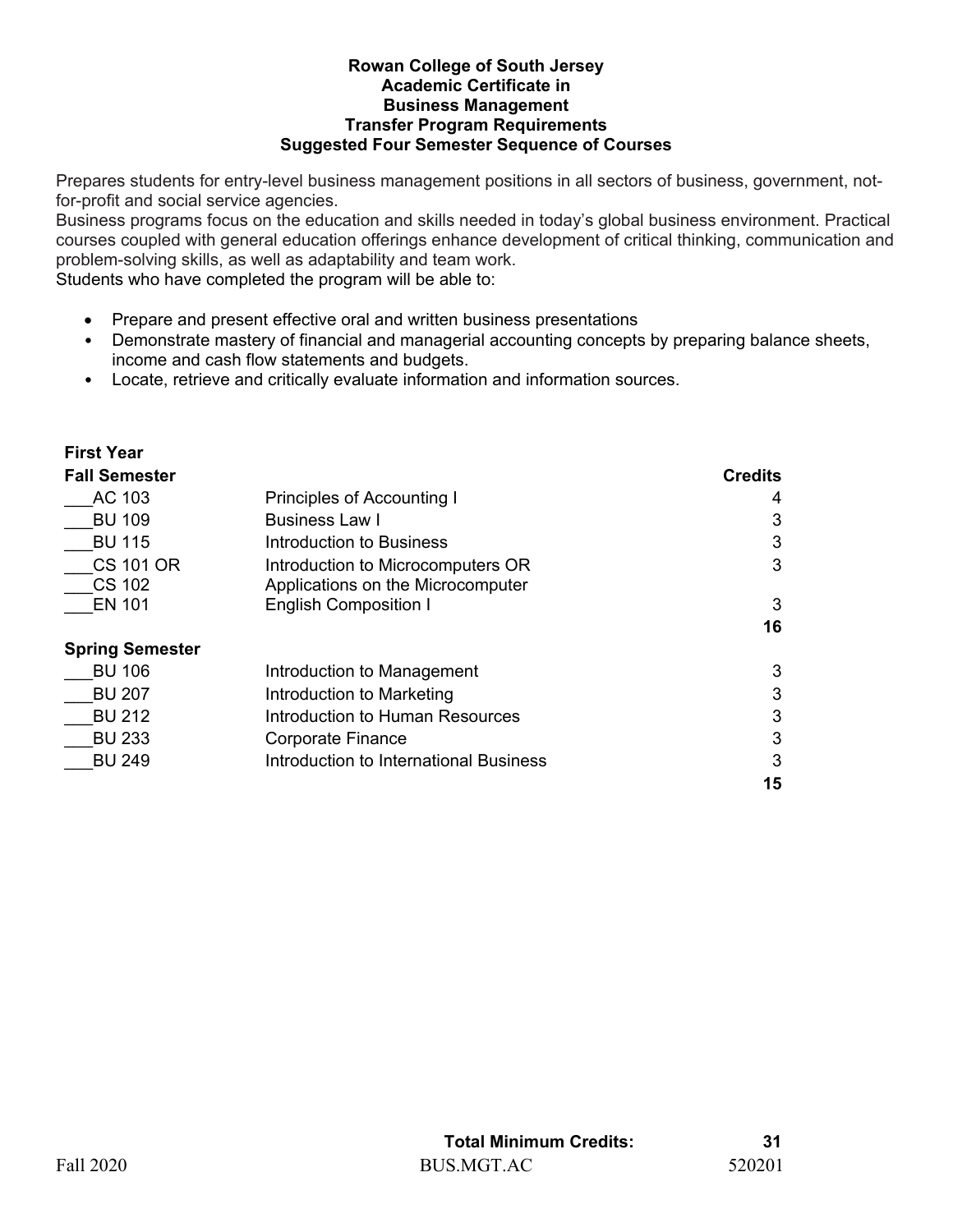# Rowan College of South Jersey
## Academic Certificate in Business Management
## Transfer Program Requirements
## Suggested Four Semester Sequence of Courses

Prepares students for entry-level business management positions in all sectors of business, government, not-for-profit and social service agencies.

Business programs focus on the education and skills needed in today's global business environment. Practical courses coupled with general education offerings enhance development of critical thinking, communication and problem-solving skills, as well as adaptability and team work.

Students who have completed the program will be able to:

- Prepare and present effective oral and written business presentations
- Demonstrate mastery of financial and managerial accounting concepts by preparing balance sheets, income and cash flow statements and budgets.
- Locate, retrieve and critically evaluate information and information sources.

### First Year

| Fall Semester | | Credits |
|---|---|---|
| ___AC 103 | Principles of Accounting I | 4 |
| ___BU 109 | Business Law I | 3 |
| ___BU 115 | Introduction to Business | 3 |
| ___CS 101 OR<br>___CS 102 | Introduction to Microcomputers OR<br>Applications on the Microcomputer | 3 |
| ___EN 101 | English Composition I | 3 |
| | | **16** |

| Spring Semester | | |
|---|---|---|
| ___BU 106 | Introduction to Management | 3 |
| ___BU 207 | Introduction to Marketing | 3 |
| ___BU 212 | Introduction to Human Resources | 3 |
| ___BU 233 | Corporate Finance | 3 |
| ___BU 249 | Introduction to International Business | 3 |
| | | **15** |

**Total Minimum Credits: 31**

Fall 2020 BUS.MGT.AC 520201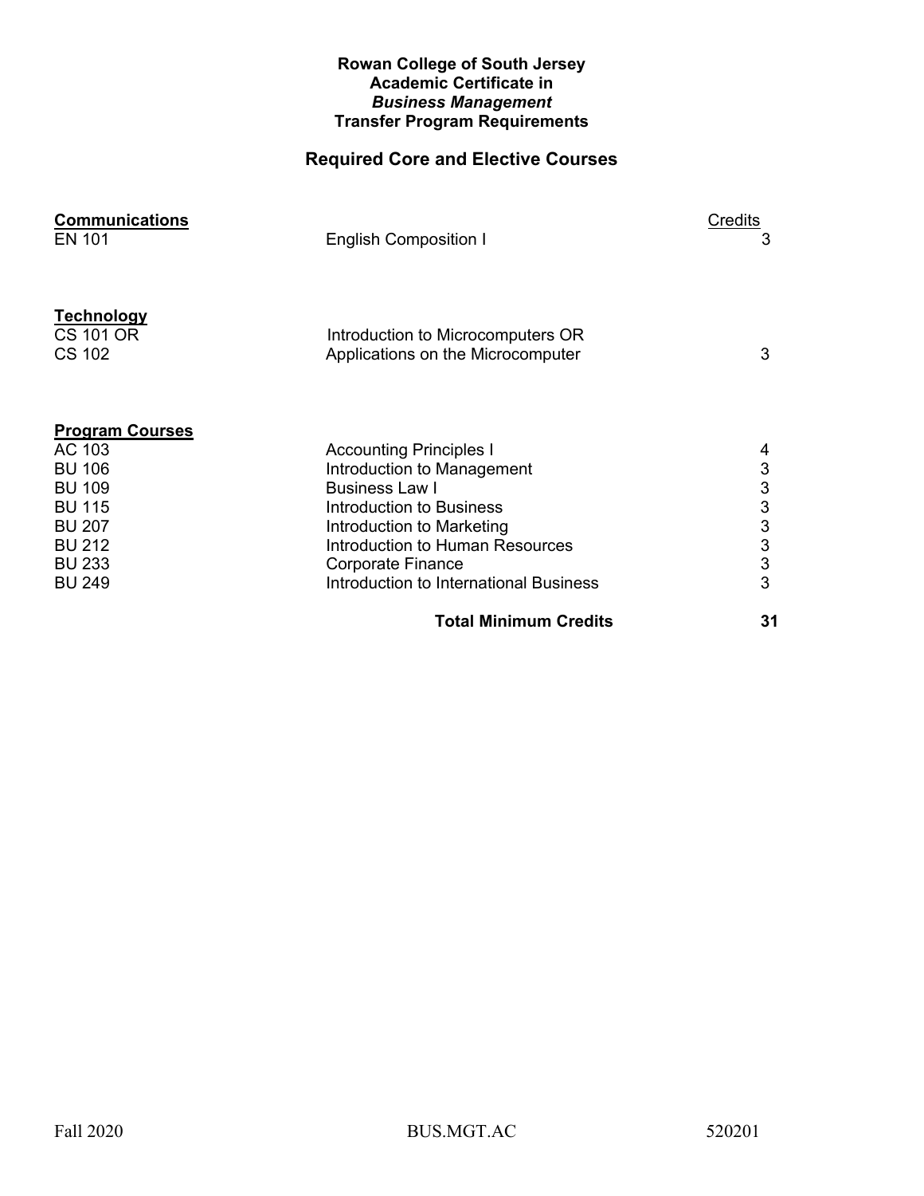**Rowan College of South Jersey**
**Academic Certificate in**
***Business Management***
**Transfer Program Requirements**

## Required Core and Elective Courses

| | | Credits |
|---|---|---|
| **Communications** | | |
| EN 101 | English Composition I | 3 |
| **Technology** | | |
| CS 101 OR<br>CS 102 | Introduction to Microcomputers OR<br>Applications on the Microcomputer | 3 |
| **Program Courses** | | |
| AC 103 | Accounting Principles I | 4 |
| BU 106 | Introduction to Management | 3 |
| BU 109 | Business Law I | 3 |
| BU 115 | Introduction to Business | 3 |
| BU 207 | Introduction to Marketing | 3 |
| BU 212 | Introduction to Human Resources | 3 |
| BU 233 | Corporate Finance | 3 |
| BU 249 | Introduction to International Business | 3 |
| | **Total Minimum Credits** | **31** |

Fall 2020 BUS.MGT.AC 520201